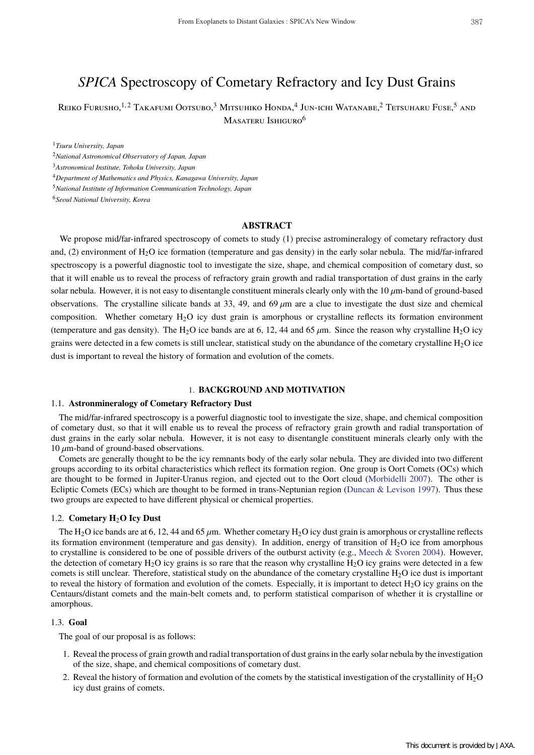# *SPICA* Spectroscopy of Cometary Refractory and Icy Dust Grains

Reiko Furusho,[1,2] Takafumi Ootsubo,[3] Mitsuhiko Honda,[4] Jun-ichi Watanabe,[2] Tetsuharu Fuse,[5] and Masateru Ishiguro[6]

[1]*Tsuru University, Japan*
[2]*National Astronomical Observatory of Japan, Japan*
[3]*Astronomical Institute, Tohoku University, Japan*
[4]*Department of Mathematics and Physics, Kanagawa University, Japan*
[5]*National Institute of Information Communication Technology, Japan*
[6]*Seoul National University, Korea*

## ABSTRACT

We propose mid/far-infrared spectroscopy of comets to study (1) precise astromineralogy of cometary refractory dust and, (2) environment of $H_2O$ ice formation (temperature and gas density) in the early solar nebula. The mid/far-infrared spectroscopy is a powerful diagnostic tool to investigate the size, shape, and chemical composition of cometary dust, so that it will enable us to reveal the process of refractory grain growth and radial transportation of dust grains in the early solar nebula. However, it is not easy to disentangle constituent minerals clearly only with the 10 $\mu$m-band of ground-based observations. The crystalline silicate bands at 33, 49, and 69 $\mu$m are a clue to investigate the dust size and chemical composition. Whether cometary $H_2O$ icy dust grain is amorphous or crystalline reflects its formation environment (temperature and gas density). The $H_2O$ ice bands are at 6, 12, 44 and 65 $\mu$m. Since the reason why crystalline $H_2O$ icy grains were detected in a few comets is still unclear, statistical study on the abundance of the cometary crystalline $H_2O$ ice dust is important to reveal the history of formation and evolution of the comets.

## 1. BACKGROUND AND MOTIVATION

### 1.1. Astronmineralogy of Cometary Refractory Dust

The mid/far-infrared spectroscopy is a powerful diagnostic tool to investigate the size, shape, and chemical composition of cometary dust, so that it will enable us to reveal the process of refractory grain growth and radial transportation of dust grains in the early solar nebula. However, it is not easy to disentangle constituent minerals clearly only with the 10 $\mu$m-band of ground-based observations.

Comets are generally thought to be the icy remnants body of the early solar nebula. They are divided into two different groups according to its orbital characteristics which reflect its formation region. One group is Oort Comets (OCs) which are thought to be formed in Jupiter-Uranus region, and ejected out to the Oort cloud (Morbidelli 2007). The other is Ecliptic Comets (ECs) which are thought to be formed in trans-Neptunian region (Duncan & Levison 1997). Thus these two groups are expected to have different physical or chemical properties.

### 1.2. Cometary $H_2O$ Icy Dust

The $H_2O$ ice bands are at 6, 12, 44 and 65 $\mu$m. Whether cometary $H_2O$ icy dust grain is amorphous or crystalline reflects its formation environment (temperature and gas density). In addition, energy of transition of $H_2O$ ice from amorphous to crystalline is considered to be one of possible drivers of the outburst activity (e.g., Meech & Svoren 2004). However, the detection of cometary $H_2O$ icy grains is so rare that the reason why crystalline $H_2O$ icy grains were detected in a few comets is still unclear. Therefore, statistical study on the abundance of the cometary crystalline $H_2O$ ice dust is important to reveal the history of formation and evolution of the comets. Especially, it is important to detect $H_2O$ icy grains on the Centaurs/distant comets and the main-belt comets and, to perform statistical comparison of whether it is crystalline or amorphous.

### 1.3. Goal

The goal of our proposal is as follows:

1. Reveal the process of grain growth and radial transportation of dust grains in the early solar nebula by the investigation of the size, shape, and chemical compositions of cometary dust.
2. Reveal the history of formation and evolution of the comets by the statistical investigation of the crystallinity of $H_2O$ icy dust grains of comets.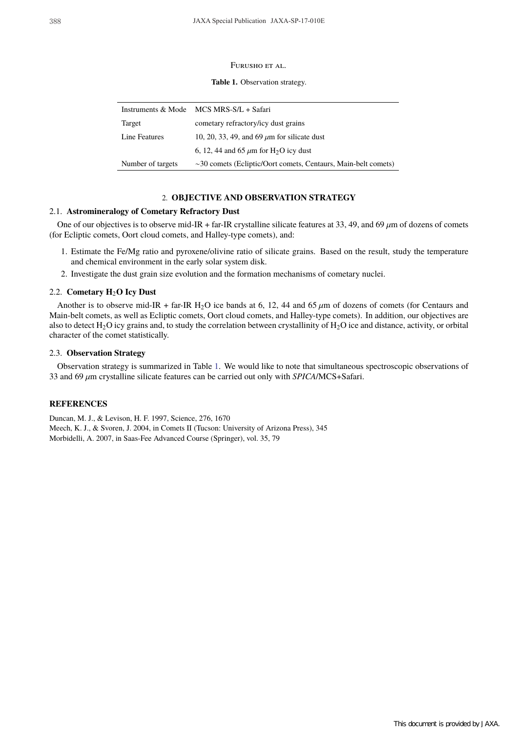**Table 1.** Observation strategy.

| | |
|---|---|
| Instruments & Mode | MCS MRS-S/L + Safari |
| Target | cometary refractory/icy dust grains |
| Line Features | 10, 20, 33, 49, and 69 $\mu$m for silicate dust |
| | 6, 12, 44 and 65 $\mu$m for $H_2O$ icy dust |
| Number of targets | ~30 comets (Ecliptic/Oort comets, Centaurs, Main-belt comets) |

## 2. OBJECTIVE AND OBSERVATION STRATEGY

### 2.1. Astromineralogy of Cometary Refractory Dust

One of our objectives is to observe mid-IR + far-IR crystalline silicate features at 33, 49, and 69 $\mu$m of dozens of comets (for Ecliptic comets, Oort cloud comets, and Halley-type comets), and:

1. Estimate the Fe/Mg ratio and pyroxene/olivine ratio of silicate grains. Based on the result, study the temperature and chemical environment in the early solar system disk.
2. Investigate the dust grain size evolution and the formation mechanisms of cometary nuclei.

### 2.2. Cometary $H_2O$ Icy Dust

Another is to observe mid-IR + far-IR $H_2O$ ice bands at 6, 12, 44 and 65 $\mu$m of dozens of comets (for Centaurs and Main-belt comets, as well as Ecliptic comets, Oort cloud comets, and Halley-type comets). In addition, our objectives are also to detect $H_2O$ icy grains and, to study the correlation between crystallinity of $H_2O$ ice and distance, activity, or orbital character of the comet statistically.

### 2.3. Observation Strategy

Observation strategy is summarized in Table 1. We would like to note that simultaneous spectroscopic observations of 33 and 69 $\mu$m crystalline silicate features can be carried out only with *SPICA*/MCS+Safari.

## REFERENCES

Duncan, M. J., & Levison, H. F. 1997, Science, 276, 1670

Meech, K. J., & Svoren, J. 2004, in Comets II (Tucson: University of Arizona Press), 345

Morbidelli, A. 2007, in Saas-Fee Advanced Course (Springer), vol. 35, 79